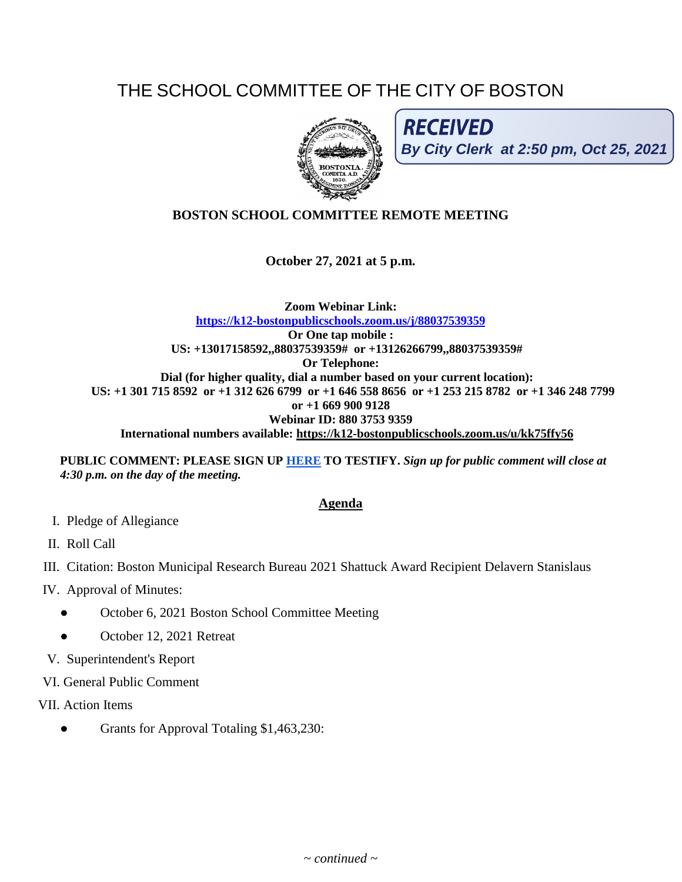# THE SCHOOL COMMITTEE OF THE CITY OF BOSTON

***RECEIVED***
***By City Clerk at 2:50 pm, Oct 25, 2021***

**BOSTON SCHOOL COMMITTEE REMOTE MEETING**

**October 27, 2021 at 5 p.m.**

**Zoom Webinar Link:**
**https://k12-bostonpublicschools.zoom.us/j/88037539359**
**Or One tap mobile :**
**US: +13017158592,,88037539359# or +13126266799,,88037539359#**
**Or Telephone:**
**Dial (for higher quality, dial a number based on your current location):**
**US: +1 301 715 8592 or +1 312 626 6799 or +1 646 558 8656 or +1 253 215 8782 or +1 346 248 7799 or +1 669 900 9128**
**Webinar ID: 880 3753 9359**
**International numbers available: https://k12-bostonpublicschools.zoom.us/u/kk75ffy56**

**PUBLIC COMMENT: PLEASE SIGN UP HERE TO TESTIFY.** ***Sign up for public comment will close at 4:30 p.m. on the day of the meeting.***

## Agenda

I. Pledge of Allegiance

II. Roll Call

III. Citation: Boston Municipal Research Bureau 2021 Shattuck Award Recipient Delavern Stanislaus

IV. Approval of Minutes:

- October 6, 2021 Boston School Committee Meeting
- October 12, 2021 Retreat

V. Superintendent's Report

VI. General Public Comment

VII. Action Items

- Grants for Approval Totaling $1,463,230:

*~ continued ~*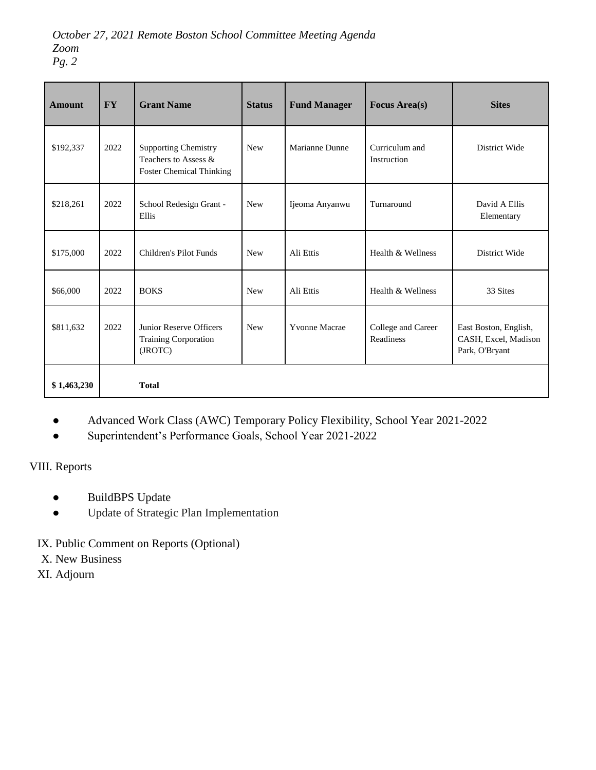| Amount | FY | Grant Name | Status | Fund Manager | Focus Area(s) | Sites |
|---|---|---|---|---|---|---|
| $192,337 | 2022 | Supporting Chemistry Teachers to Assess & Foster Chemical Thinking | New | Marianne Dunne | Curriculum and Instruction | District Wide |
| $218,261 | 2022 | School Redesign Grant - Ellis | New | Ijeoma Anyanwu | Turnaround | David A Ellis Elementary |
| $175,000 | 2022 | Children's Pilot Funds | New | Ali Ettis | Health & Wellness | District Wide |
| $66,000 | 2022 | BOKS | New | Ali Ettis | Health & Wellness | 33 Sites |
| $811,632 | 2022 | Junior Reserve Officers Training Corporation (JROTC) | New | Yvonne Macrae | College and Career Readiness | East Boston, English, CASH, Excel, Madison Park, O'Bryant |
| **$ 1,463,230** | | **Total** | | | | |

- Advanced Work Class (AWC) Temporary Policy Flexibility, School Year 2021-2022
- Superintendent's Performance Goals, School Year 2021-2022

VIII. Reports

- BuildBPS Update
- Update of Strategic Plan Implementation

IX. Public Comment on Reports (Optional)

X. New Business

XI. Adjourn